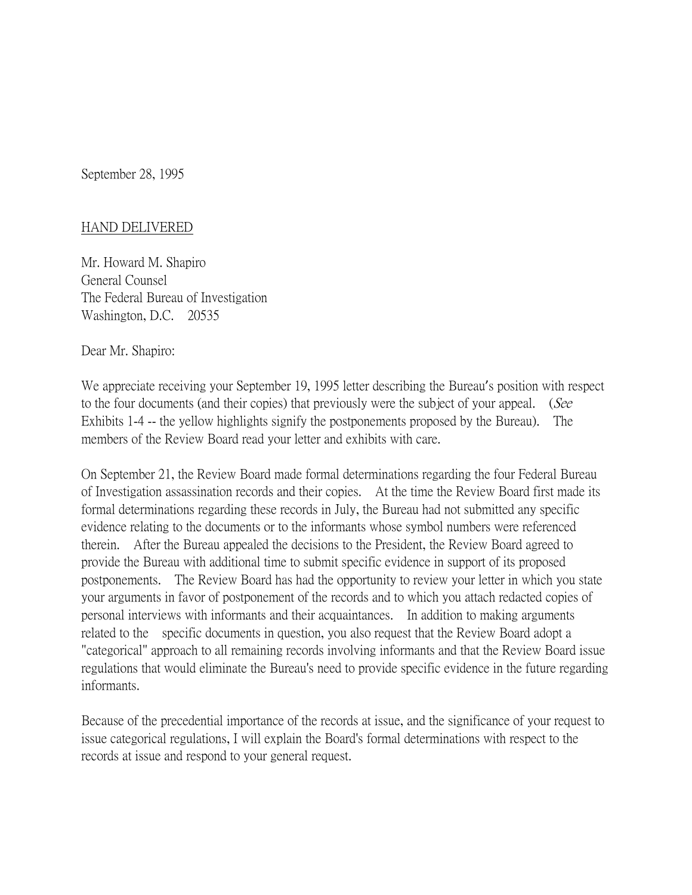September 28, 1995

<u>HAND DELIVERED</u>

Mr. Howard M. Shapiro
General Counsel
The Federal Bureau of Investigation
Washington, D.C. 20535

Dear Mr. Shapiro:

We appreciate receiving your September 19, 1995 letter describing the Bureau's position with respect to the four documents (and their copies) that previously were the subject of your appeal. (*See* Exhibits 1-4 -- the yellow highlights signify the postponements proposed by the Bureau). The members of the Review Board read your letter and exhibits with care.

On September 21, the Review Board made formal determinations regarding the four Federal Bureau of Investigation assassination records and their copies. At the time the Review Board first made its formal determinations regarding these records in July, the Bureau had not submitted any specific evidence relating to the documents or to the informants whose symbol numbers were referenced therein. After the Bureau appealed the decisions to the President, the Review Board agreed to provide the Bureau with additional time to submit specific evidence in support of its proposed postponements. The Review Board has had the opportunity to review your letter in which you state your arguments in favor of postponement of the records and to which you attach redacted copies of personal interviews with informants and their acquaintances. In addition to making arguments related to the specific documents in question, you also request that the Review Board adopt a "categorical" approach to all remaining records involving informants and that the Review Board issue regulations that would eliminate the Bureau's need to provide specific evidence in the future regarding informants.

Because of the precedential importance of the records at issue, and the significance of your request to issue categorical regulations, I will explain the Board's formal determinations with respect to the records at issue and respond to your general request.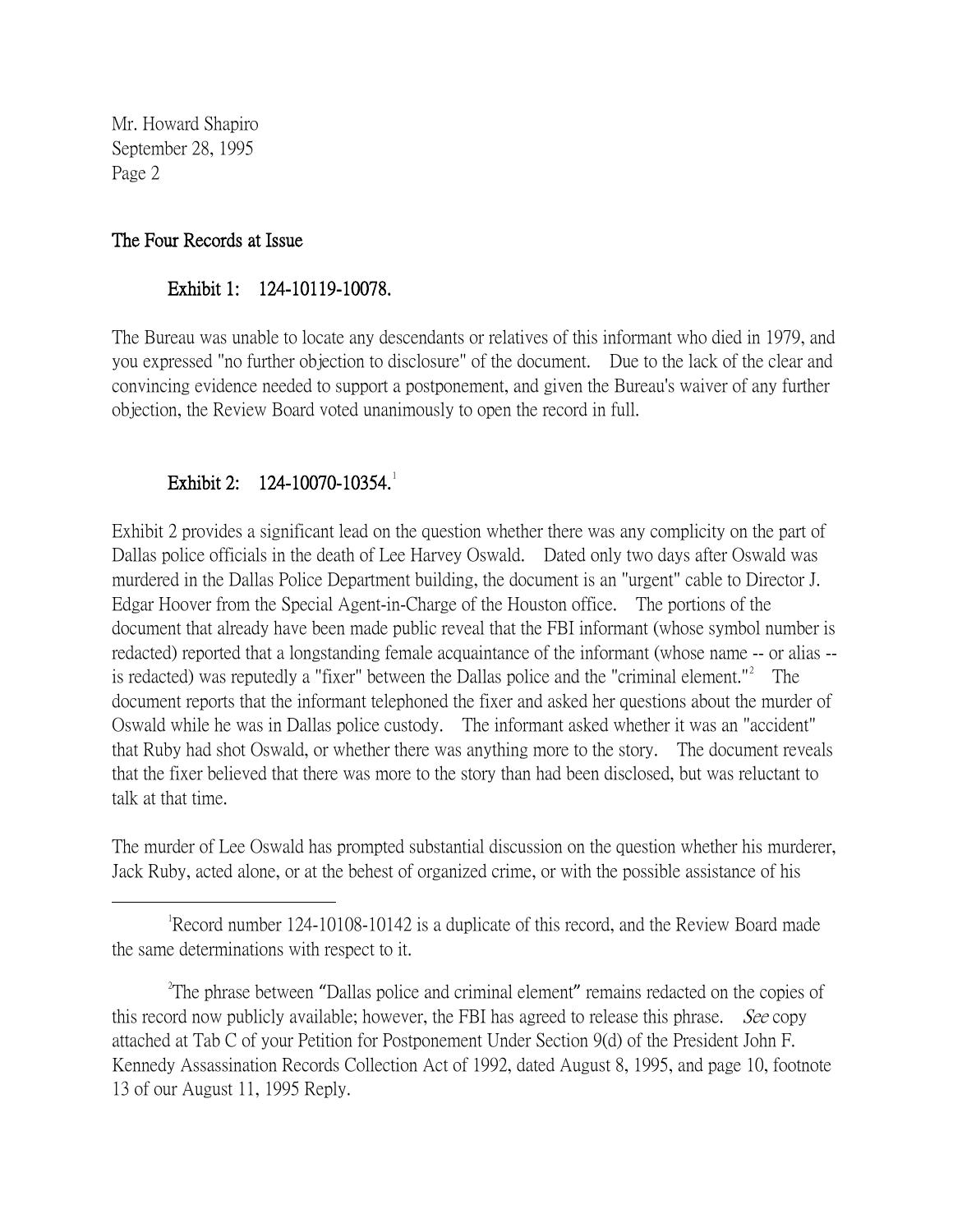Mr. Howard Shapiro
September 28, 1995
Page 2

## The Four Records at Issue

### Exhibit 1: 124-10119-10078.

The Bureau was unable to locate any descendants or relatives of this informant who died in 1979, and you expressed "no further objection to disclosure" of the document. Due to the lack of the clear and convincing evidence needed to support a postponement, and given the Bureau's waiver of any further objection, the Review Board voted unanimously to open the record in full.

### Exhibit 2: 124-10070-10354.[1]

Exhibit 2 provides a significant lead on the question whether there was any complicity on the part of Dallas police officials in the death of Lee Harvey Oswald. Dated only two days after Oswald was murdered in the Dallas Police Department building, the document is an "urgent" cable to Director J. Edgar Hoover from the Special Agent-in-Charge of the Houston office. The portions of the document that already have been made public reveal that the FBI informant (whose symbol number is redacted) reported that a longstanding female acquaintance of the informant (whose name -- or alias -- is redacted) was reputedly a "fixer" between the Dallas police and the "criminal element."[2] The document reports that the informant telephoned the fixer and asked her questions about the murder of Oswald while he was in Dallas police custody. The informant asked whether it was an "accident" that Ruby had shot Oswald, or whether there was anything more to the story. The document reveals that the fixer believed that there was more to the story than had been disclosed, but was reluctant to talk at that time.

The murder of Lee Oswald has prompted substantial discussion on the question whether his murderer, Jack Ruby, acted alone, or at the behest of organized crime, or with the possible assistance of his

---

[1] Record number 124-10108-10142 is a duplicate of this record, and the Review Board made the same determinations with respect to it.

[2] The phrase between "Dallas police and criminal element" remains redacted on the copies of this record now publicly available; however, the FBI has agreed to release this phrase. *See* copy attached at Tab C of your Petition for Postponement Under Section 9(d) of the President John F. Kennedy Assassination Records Collection Act of 1992, dated August 8, 1995, and page 10, footnote 13 of our August 11, 1995 Reply.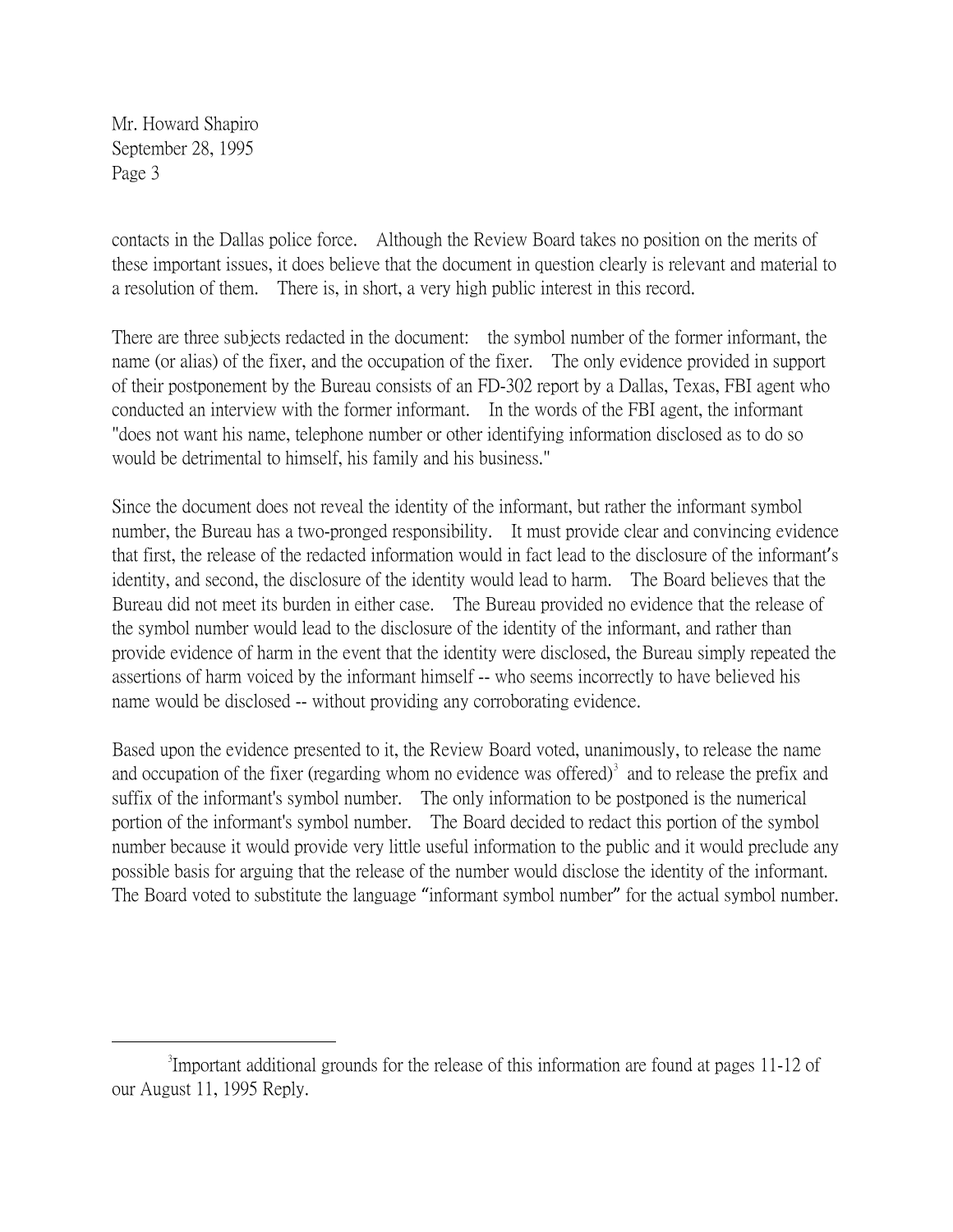contacts in the Dallas police force. Although the Review Board takes no position on the merits of these important issues, it does believe that the document in question clearly is relevant and material to a resolution of them. There is, in short, a very high public interest in this record.

There are three subjects redacted in the document: the symbol number of the former informant, the name (or alias) of the fixer, and the occupation of the fixer. The only evidence provided in support of their postponement by the Bureau consists of an FD-302 report by a Dallas, Texas, FBI agent who conducted an interview with the former informant. In the words of the FBI agent, the informant "does not want his name, telephone number or other identifying information disclosed as to do so would be detrimental to himself, his family and his business."

Since the document does not reveal the identity of the informant, but rather the informant symbol number, the Bureau has a two-pronged responsibility. It must provide clear and convincing evidence that first, the release of the redacted information would in fact lead to the disclosure of the informant's identity, and second, the disclosure of the identity would lead to harm. The Board believes that the Bureau did not meet its burden in either case. The Bureau provided no evidence that the release of the symbol number would lead to the disclosure of the identity of the informant, and rather than provide evidence of harm in the event that the identity were disclosed, the Bureau simply repeated the assertions of harm voiced by the informant himself -- who seems incorrectly to have believed his name would be disclosed -- without providing any corroborating evidence.

Based upon the evidence presented to it, the Review Board voted, unanimously, to release the name and occupation of the fixer (regarding whom no evidence was offered)[3] and to release the prefix and suffix of the informant's symbol number. The only information to be postponed is the numerical portion of the informant's symbol number. The Board decided to redact this portion of the symbol number because it would provide very little useful information to the public and it would preclude any possible basis for arguing that the release of the number would disclose the identity of the informant. The Board voted to substitute the language "informant symbol number" for the actual symbol number.

---

[3] Important additional grounds for the release of this information are found at pages 11-12 of our August 11, 1995 Reply.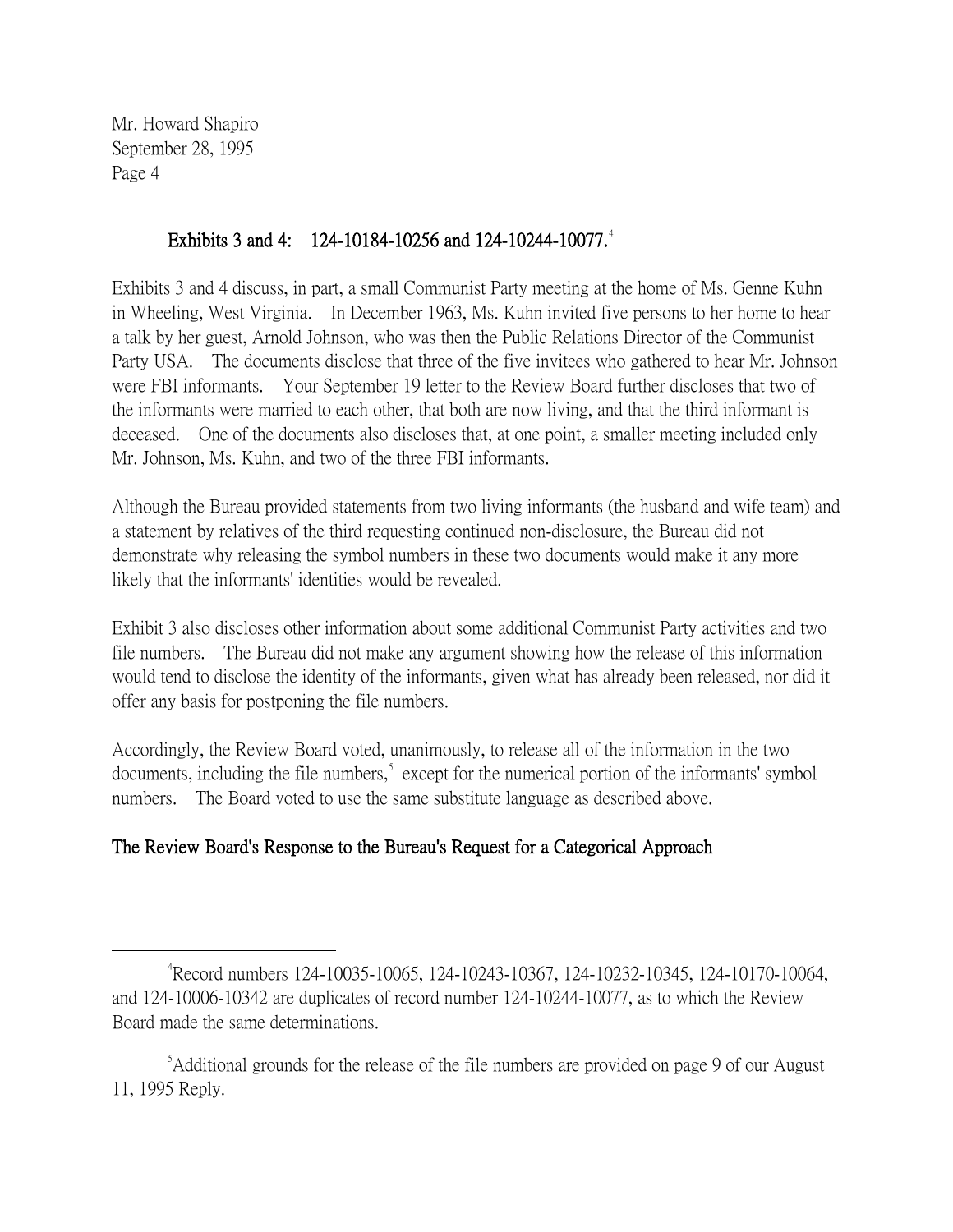Mr. Howard Shapiro
September 28, 1995
Page 4

**Exhibits 3 and 4: 124-10184-10256 and 124-10244-10077.**[4]

Exhibits 3 and 4 discuss, in part, a small Communist Party meeting at the home of Ms. Genne Kuhn in Wheeling, West Virginia. In December 1963, Ms. Kuhn invited five persons to her home to hear a talk by her guest, Arnold Johnson, who was then the Public Relations Director of the Communist Party USA. The documents disclose that three of the five invitees who gathered to hear Mr. Johnson were FBI informants. Your September 19 letter to the Review Board further discloses that two of the informants were married to each other, that both are now living, and that the third informant is deceased. One of the documents also discloses that, at one point, a smaller meeting included only Mr. Johnson, Ms. Kuhn, and two of the three FBI informants.

Although the Bureau provided statements from two living informants (the husband and wife team) and a statement by relatives of the third requesting continued non-disclosure, the Bureau did not demonstrate why releasing the symbol numbers in these two documents would make it any more likely that the informants' identities would be revealed.

Exhibit 3 also discloses other information about some additional Communist Party activities and two file numbers. The Bureau did not make any argument showing how the release of this information would tend to disclose the identity of the informants, given what has already been released, nor did it offer any basis for postponing the file numbers.

Accordingly, the Review Board voted, unanimously, to release all of the information in the two documents, including the file numbers,[5] except for the numerical portion of the informants' symbol numbers. The Board voted to use the same substitute language as described above.

**The Review Board's Response to the Bureau's Request for a Categorical Approach**

---

[4] Record numbers 124-10035-10065, 124-10243-10367, 124-10232-10345, 124-10170-10064, and 124-10006-10342 are duplicates of record number 124-10244-10077, as to which the Review Board made the same determinations.

[5] Additional grounds for the release of the file numbers are provided on page 9 of our August 11, 1995 Reply.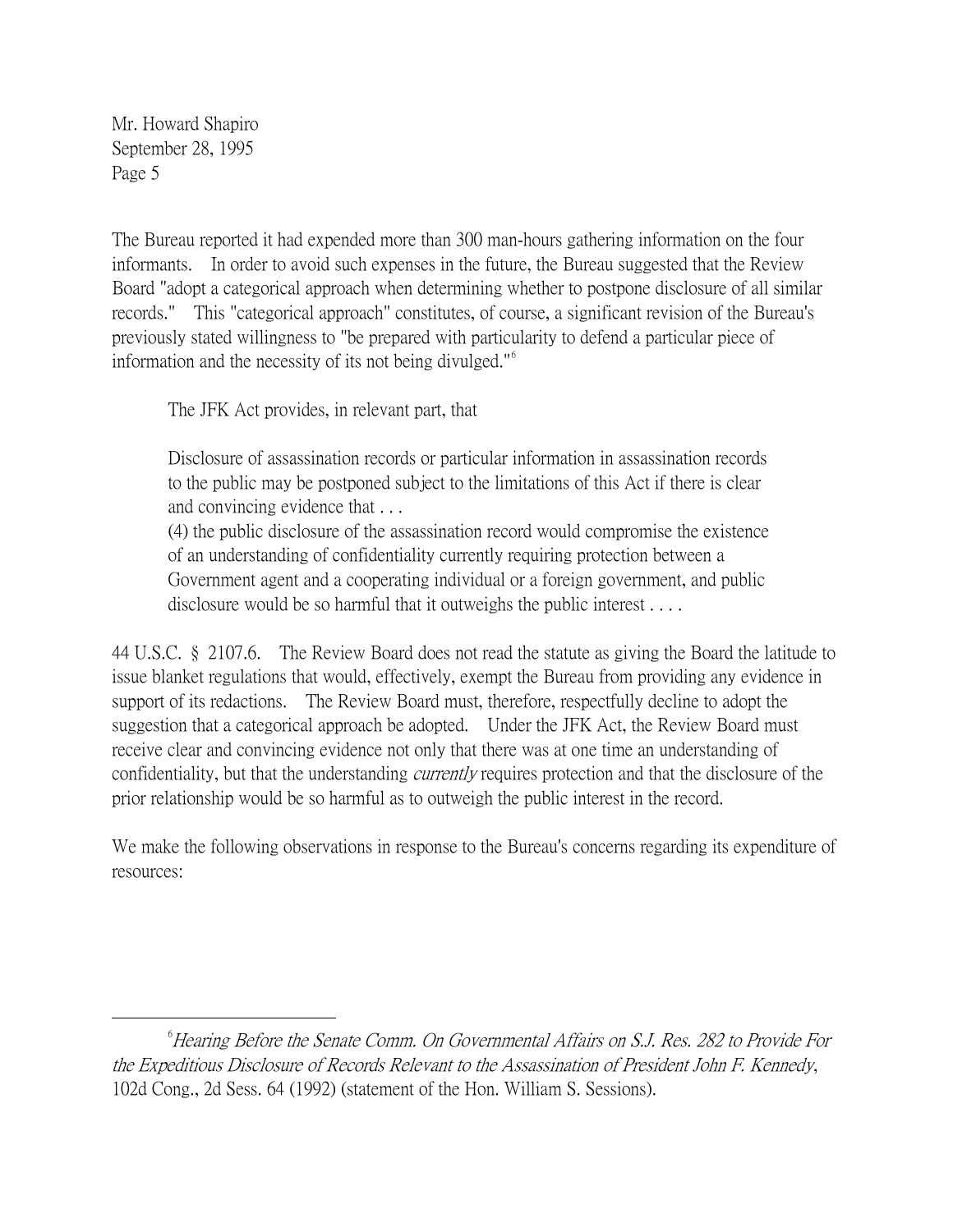The Bureau reported it had expended more than 300 man-hours gathering information on the four informants. In order to avoid such expenses in the future, the Bureau suggested that the Review Board "adopt a categorical approach when determining whether to postpone disclosure of all similar records." This "categorical approach" constitutes, of course, a significant revision of the Bureau's previously stated willingness to "be prepared with particularity to defend a particular piece of information and the necessity of its not being divulged."[6]

The JFK Act provides, in relevant part, that

> Disclosure of assassination records or particular information in assassination records to the public may be postponed subject to the limitations of this Act if there is clear and convincing evidence that . . .
> (4) the public disclosure of the assassination record would compromise the existence of an understanding of confidentiality currently requiring protection between a Government agent and a cooperating individual or a foreign government, and public disclosure would be so harmful that it outweighs the public interest . . . .

44 U.S.C. § 2107.6. The Review Board does not read the statute as giving the Board the latitude to issue blanket regulations that would, effectively, exempt the Bureau from providing any evidence in support of its redactions. The Review Board must, therefore, respectfully decline to adopt the suggestion that a categorical approach be adopted. Under the JFK Act, the Review Board must receive clear and convincing evidence not only that there was at one time an understanding of confidentiality, but that the understanding *currently* requires protection and that the disclosure of the prior relationship would be so harmful as to outweigh the public interest in the record.

We make the following observations in response to the Bureau's concerns regarding its expenditure of resources:

---

[6] *Hearing Before the Senate Comm. On Governmental Affairs on S.J. Res. 282 to Provide For the Expeditious Disclosure of Records Relevant to the Assassination of President John F. Kennedy*, 102d Cong., 2d Sess. 64 (1992) (statement of the Hon. William S. Sessions).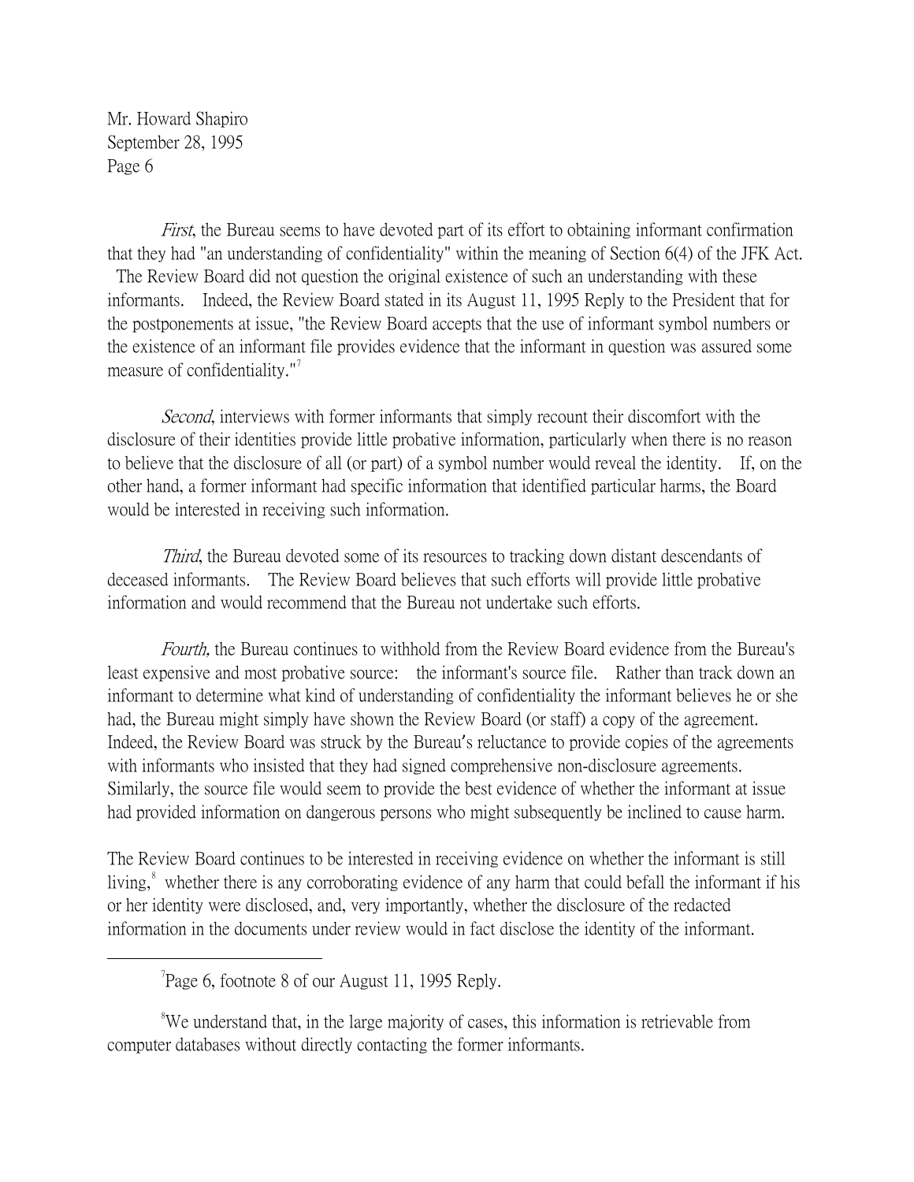*First*, the Bureau seems to have devoted part of its effort to obtaining informant confirmation that they had "an understanding of confidentiality" within the meaning of Section 6(4) of the JFK Act. The Review Board did not question the original existence of such an understanding with these informants. Indeed, the Review Board stated in its August 11, 1995 Reply to the President that for the postponements at issue, "the Review Board accepts that the use of informant symbol numbers or the existence of an informant file provides evidence that the informant in question was assured some measure of confidentiality."[7]

*Second*, interviews with former informants that simply recount their discomfort with the disclosure of their identities provide little probative information, particularly when there is no reason to believe that the disclosure of all (or part) of a symbol number would reveal the identity. If, on the other hand, a former informant had specific information that identified particular harms, the Board would be interested in receiving such information.

*Third*, the Bureau devoted some of its resources to tracking down distant descendants of deceased informants. The Review Board believes that such efforts will provide little probative information and would recommend that the Bureau not undertake such efforts.

*Fourth,* the Bureau continues to withhold from the Review Board evidence from the Bureau's least expensive and most probative source: the informant's source file. Rather than track down an informant to determine what kind of understanding of confidentiality the informant believes he or she had, the Bureau might simply have shown the Review Board (or staff) a copy of the agreement. Indeed, the Review Board was struck by the Bureau's reluctance to provide copies of the agreements with informants who insisted that they had signed comprehensive non-disclosure agreements. Similarly, the source file would seem to provide the best evidence of whether the informant at issue had provided information on dangerous persons who might subsequently be inclined to cause harm.

The Review Board continues to be interested in receiving evidence on whether the informant is still living,[8] whether there is any corroborating evidence of any harm that could befall the informant if his or her identity were disclosed, and, very importantly, whether the disclosure of the redacted information in the documents under review would in fact disclose the identity of the informant.

---

[7] Page 6, footnote 8 of our August 11, 1995 Reply.

[8] We understand that, in the large majority of cases, this information is retrievable from computer databases without directly contacting the former informants.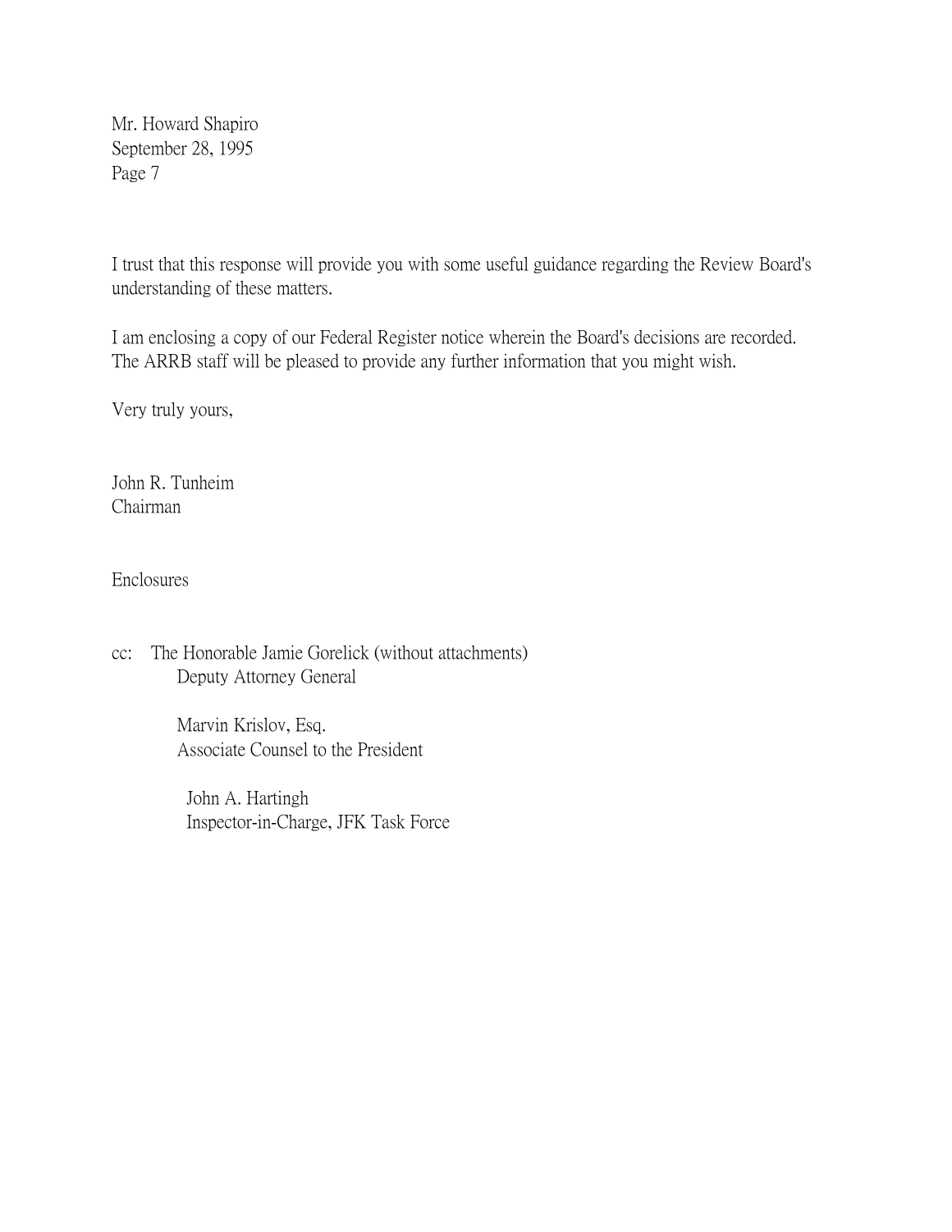I trust that this response will provide you with some useful guidance regarding the Review Board's understanding of these matters.

I am enclosing a copy of our Federal Register notice wherein the Board's decisions are recorded. The ARRB staff will be pleased to provide any further information that you might wish.

Very truly yours,

John R. Tunheim
Chairman

Enclosures

cc: The Honorable Jamie Gorelick (without attachments)
Deputy Attorney General

Marvin Krislov, Esq.
Associate Counsel to the President

John A. Hartingh
Inspector-in-Charge, JFK Task Force